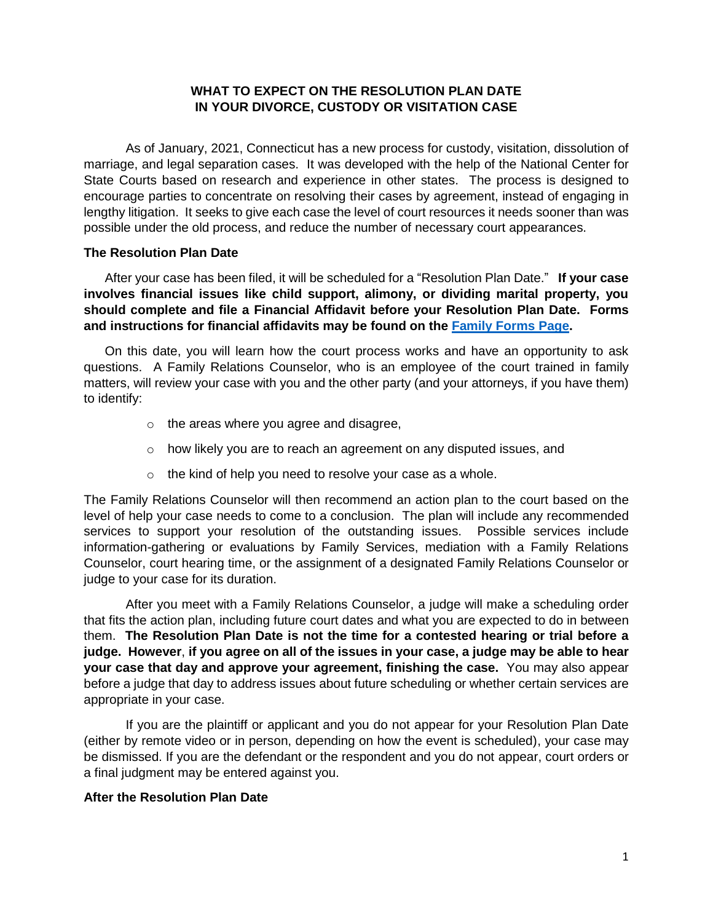# WHAT TO EXPECT ON THE RESOLUTION PLAN DATE IN YOUR DIVORCE, CUSTODY OR VISITATION CASE

As of January, 2021, Connecticut has a new process for custody, visitation, dissolution of marriage, and legal separation cases. It was developed with the help of the National Center for State Courts based on research and experience in other states. The process is designed to encourage parties to concentrate on resolving their cases by agreement, instead of engaging in lengthy litigation. It seeks to give each case the level of court resources it needs sooner than was possible under the old process, and reduce the number of necessary court appearances.

## The Resolution Plan Date

After your case has been filed, it will be scheduled for a "Resolution Plan Date." **If your case involves financial issues like child support, alimony, or dividing marital property, you should complete and file a Financial Affidavit before your Resolution Plan Date. Forms and instructions for financial affidavits may be found on the Family Forms Page.**

On this date, you will learn how the court process works and have an opportunity to ask questions. A Family Relations Counselor, who is an employee of the court trained in family matters, will review your case with you and the other party (and your attorneys, if you have them) to identify:

- the areas where you agree and disagree,
- how likely you are to reach an agreement on any disputed issues, and
- the kind of help you need to resolve your case as a whole.

The Family Relations Counselor will then recommend an action plan to the court based on the level of help your case needs to come to a conclusion. The plan will include any recommended services to support your resolution of the outstanding issues. Possible services include information-gathering or evaluations by Family Services, mediation with a Family Relations Counselor, court hearing time, or the assignment of a designated Family Relations Counselor or judge to your case for its duration.

After you meet with a Family Relations Counselor, a judge will make a scheduling order that fits the action plan, including future court dates and what you are expected to do in between them. **The Resolution Plan Date is not the time for a contested hearing or trial before a judge. However**, **if you agree on all of the issues in your case, a judge may be able to hear your case that day and approve your agreement, finishing the case.** You may also appear before a judge that day to address issues about future scheduling or whether certain services are appropriate in your case.

If you are the plaintiff or applicant and you do not appear for your Resolution Plan Date (either by remote video or in person, depending on how the event is scheduled), your case may be dismissed. If you are the defendant or the respondent and you do not appear, court orders or a final judgment may be entered against you.

## After the Resolution Plan Date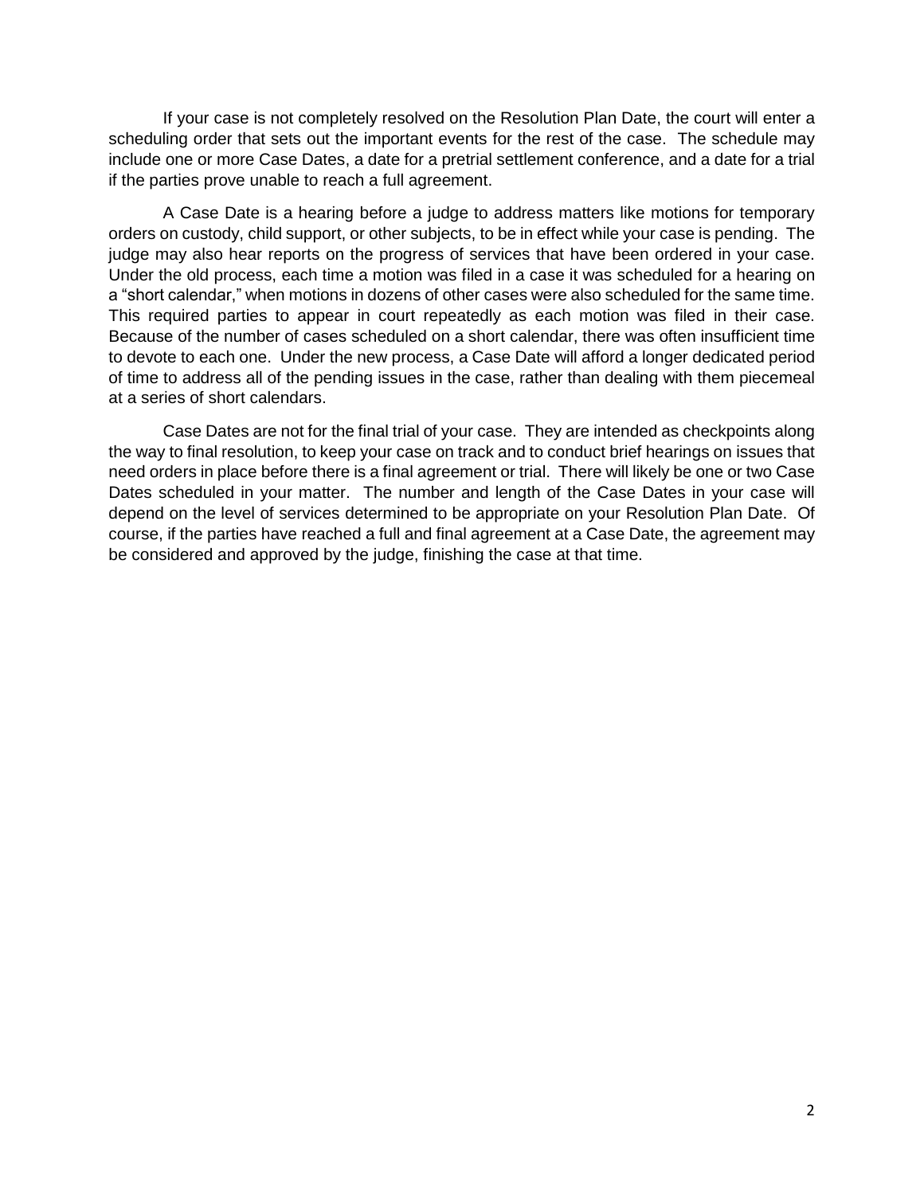If your case is not completely resolved on the Resolution Plan Date, the court will enter a scheduling order that sets out the important events for the rest of the case. The schedule may include one or more Case Dates, a date for a pretrial settlement conference, and a date for a trial if the parties prove unable to reach a full agreement.

A Case Date is a hearing before a judge to address matters like motions for temporary orders on custody, child support, or other subjects, to be in effect while your case is pending. The judge may also hear reports on the progress of services that have been ordered in your case. Under the old process, each time a motion was filed in a case it was scheduled for a hearing on a "short calendar," when motions in dozens of other cases were also scheduled for the same time. This required parties to appear in court repeatedly as each motion was filed in their case. Because of the number of cases scheduled on a short calendar, there was often insufficient time to devote to each one. Under the new process, a Case Date will afford a longer dedicated period of time to address all of the pending issues in the case, rather than dealing with them piecemeal at a series of short calendars.

Case Dates are not for the final trial of your case. They are intended as checkpoints along the way to final resolution, to keep your case on track and to conduct brief hearings on issues that need orders in place before there is a final agreement or trial. There will likely be one or two Case Dates scheduled in your matter. The number and length of the Case Dates in your case will depend on the level of services determined to be appropriate on your Resolution Plan Date. Of course, if the parties have reached a full and final agreement at a Case Date, the agreement may be considered and approved by the judge, finishing the case at that time.